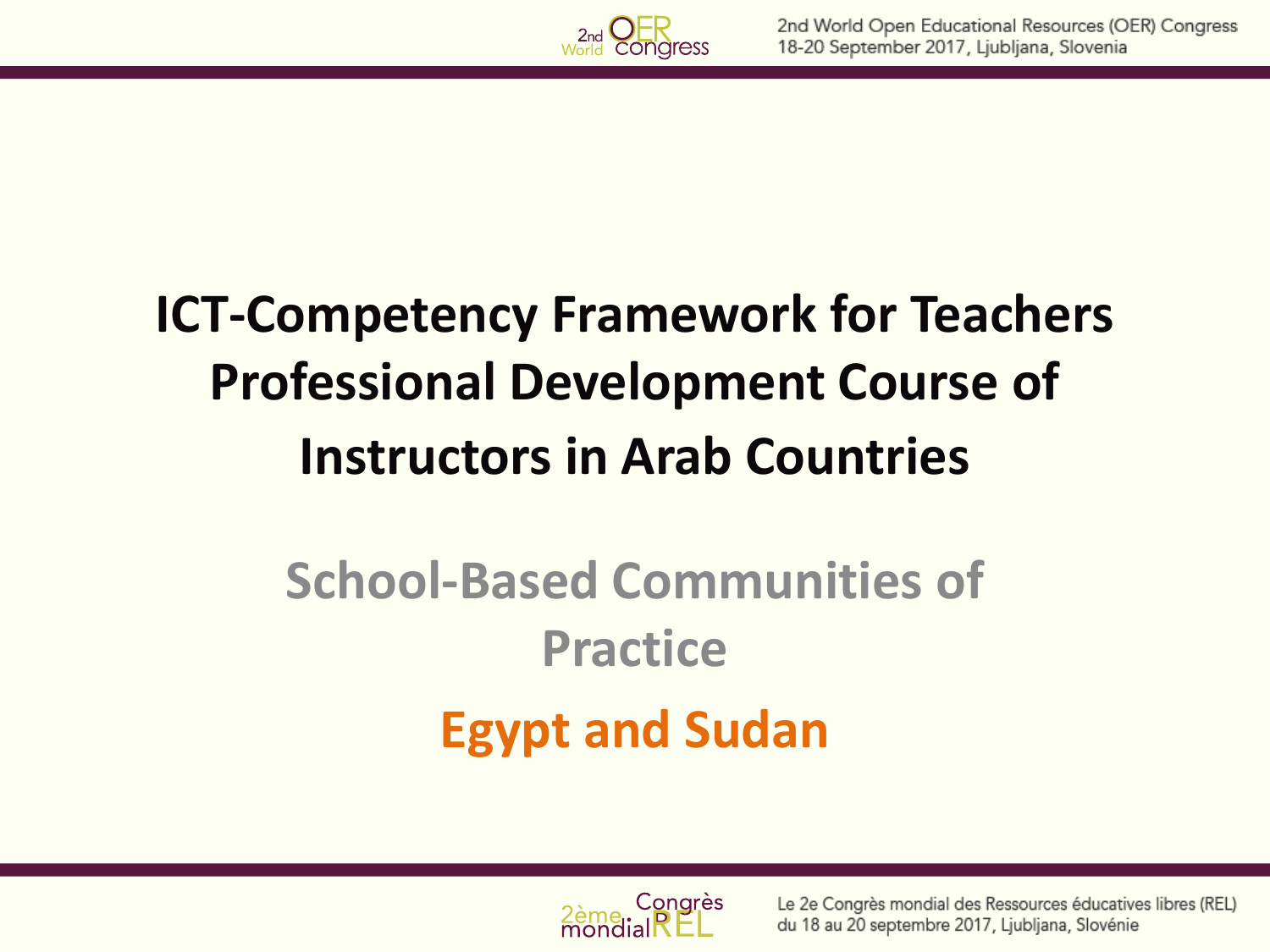# ICT-Competency Framework for Teachers Professional Development Course of Instructors in Arab Countries

## School-Based Communities of Practice

## Egypt and Sudan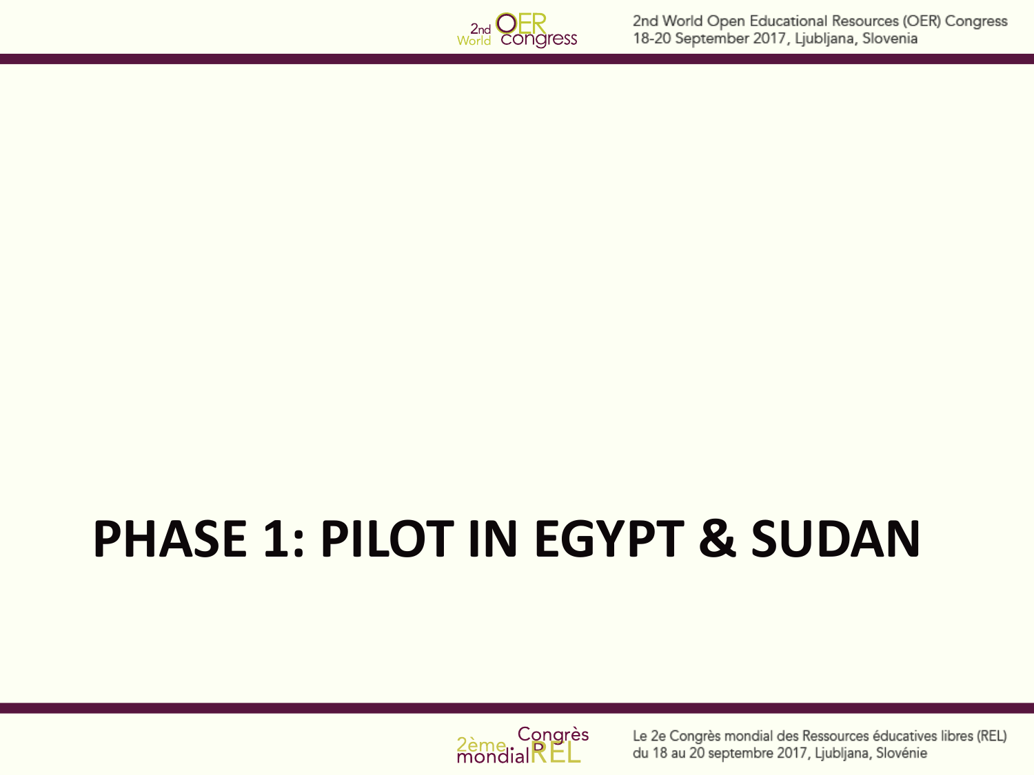# PHASE 1: PILOT IN EGYPT & SUDAN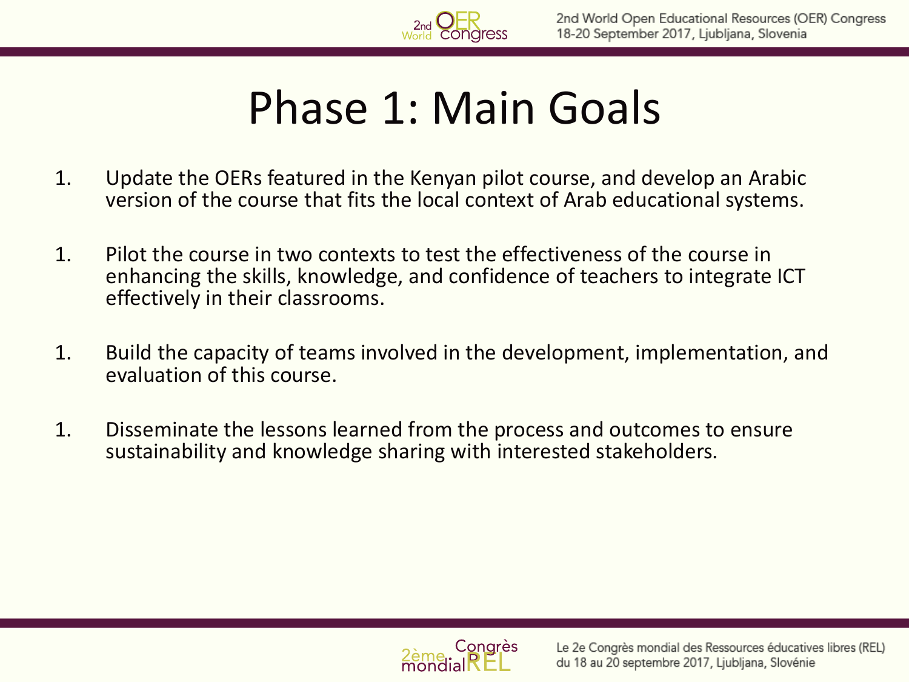# Phase 1: Main Goals

1. Update the OERs featured in the Kenyan pilot course, and develop an Arabic version of the course that fits the local context of Arab educational systems.

1. Pilot the course in two contexts to test the effectiveness of the course in enhancing the skills, knowledge, and confidence of teachers to integrate ICT effectively in their classrooms.

1. Build the capacity of teams involved in the development, implementation, and evaluation of this course.

1. Disseminate the lessons learned from the process and outcomes to ensure sustainability and knowledge sharing with interested stakeholders.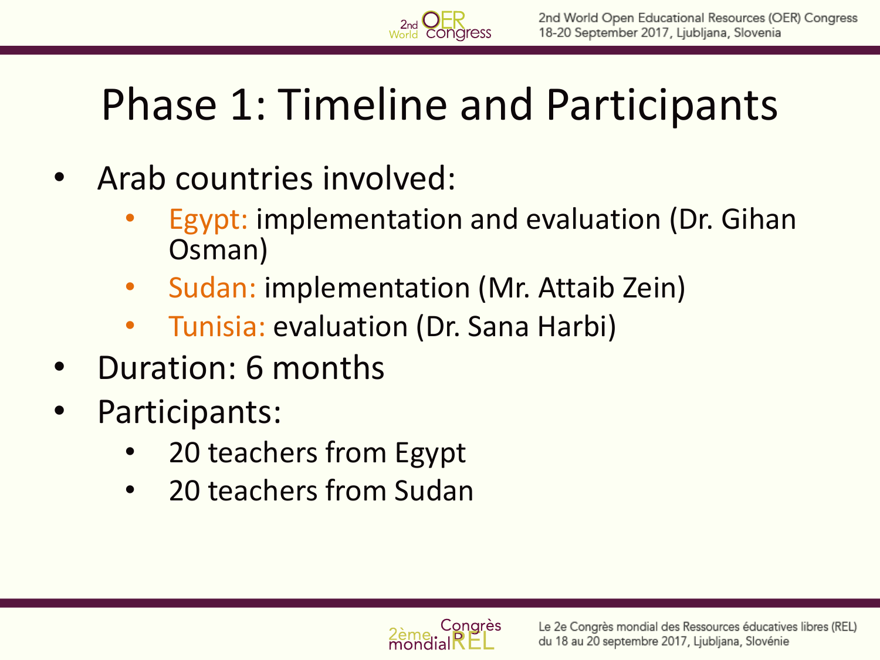# Phase 1: Timeline and Participants

- Arab countries involved:
  - Egypt: implementation and evaluation (Dr. Gihan Osman)
  - Sudan: implementation (Mr. Attaib Zein)
  - Tunisia: evaluation (Dr. Sana Harbi)
- Duration: 6 months
- Participants:
  - 20 teachers from Egypt
  - 20 teachers from Sudan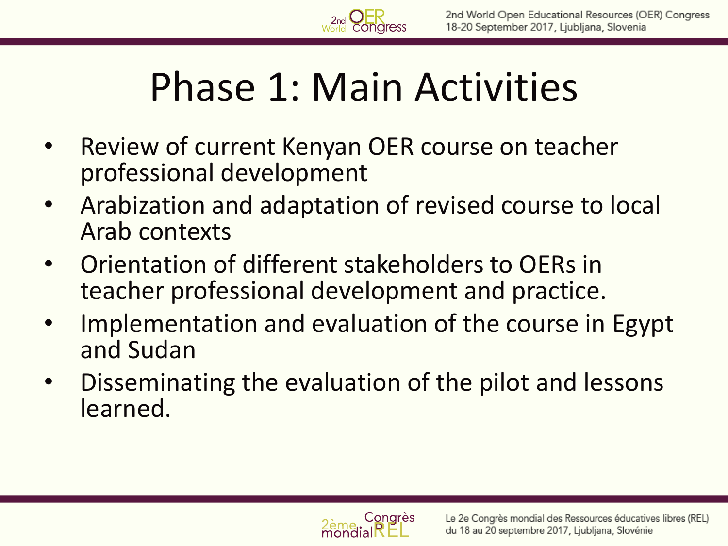# Phase 1: Main Activities

- Review of current Kenyan OER course on teacher professional development
- Arabization and adaptation of revised course to local Arab contexts
- Orientation of different stakeholders to OERs in teacher professional development and practice.
- Implementation and evaluation of the course in Egypt and Sudan
- Disseminating the evaluation of the pilot and lessons learned.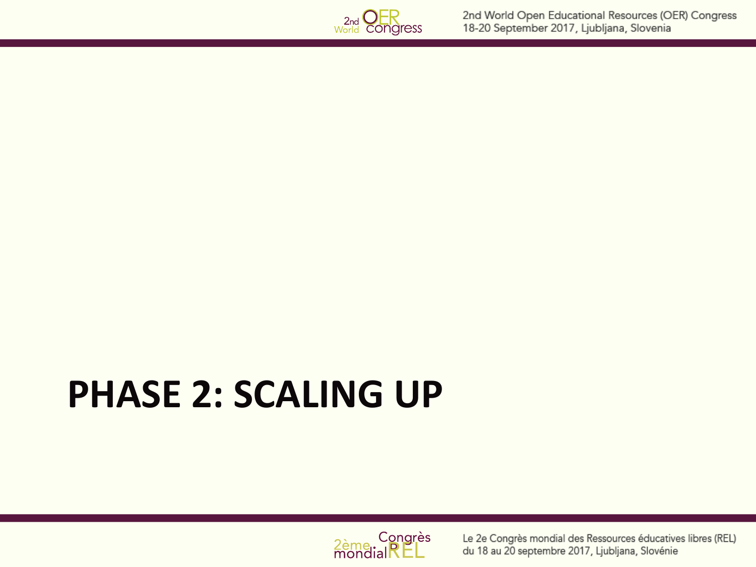# PHASE 2: SCALING UP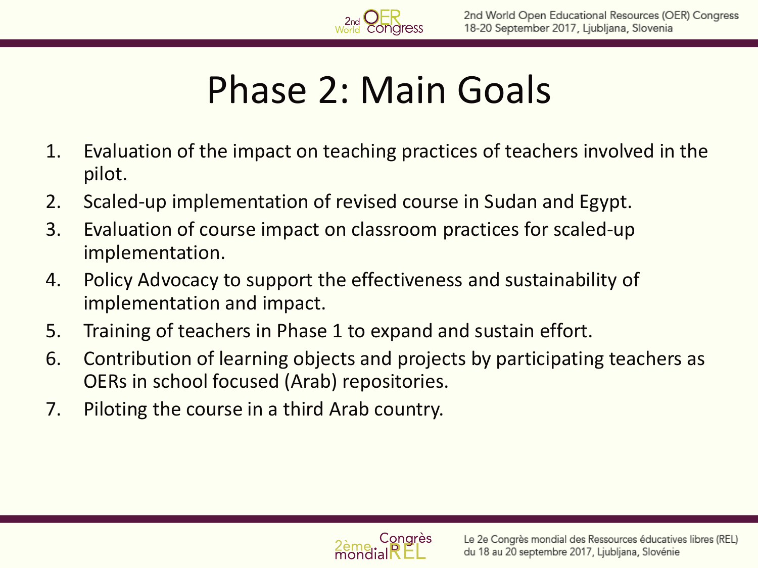# Phase 2: Main Goals

1. Evaluation of the impact on teaching practices of teachers involved in the pilot.
2. Scaled-up implementation of revised course in Sudan and Egypt.
3. Evaluation of course impact on classroom practices for scaled-up implementation.
4. Policy Advocacy to support the effectiveness and sustainability of implementation and impact.
5. Training of teachers in Phase 1 to expand and sustain effort.
6. Contribution of learning objects and projects by participating teachers as OERs in school focused (Arab) repositories.
7. Piloting the course in a third Arab country.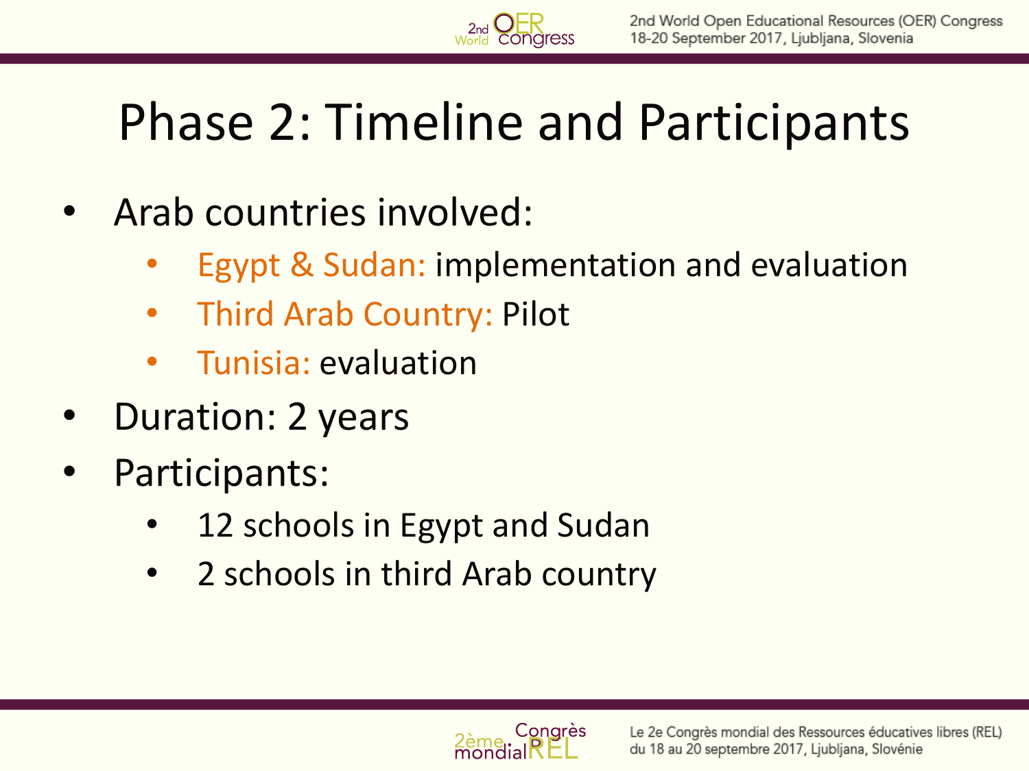# Phase 2: Timeline and Participants

- Arab countries involved:
  - Egypt & Sudan: implementation and evaluation
  - Third Arab Country: Pilot
  - Tunisia: evaluation
- Duration: 2 years
- Participants:
  - 12 schools in Egypt and Sudan
  - 2 schools in third Arab country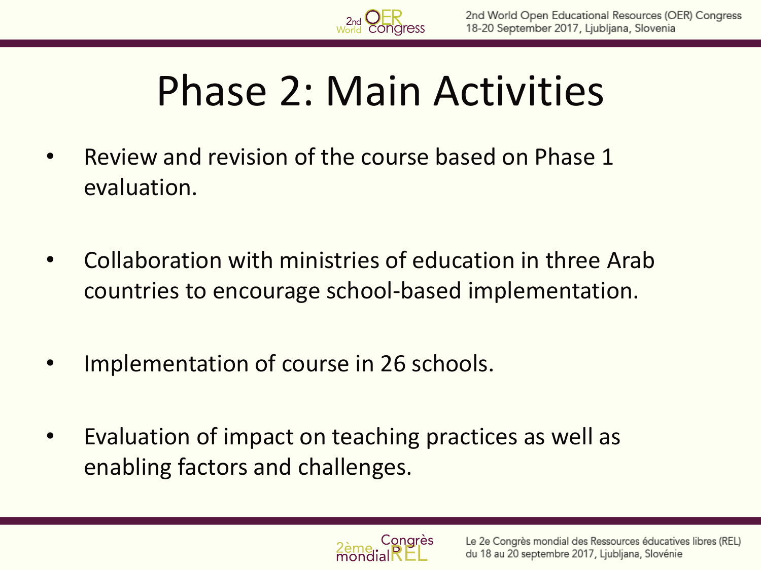# Phase 2: Main Activities

- Review and revision of the course based on Phase 1 evaluation.
- Collaboration with ministries of education in three Arab countries to encourage school-based implementation.
- Implementation of course in 26 schools.
- Evaluation of impact on teaching practices as well as enabling factors and challenges.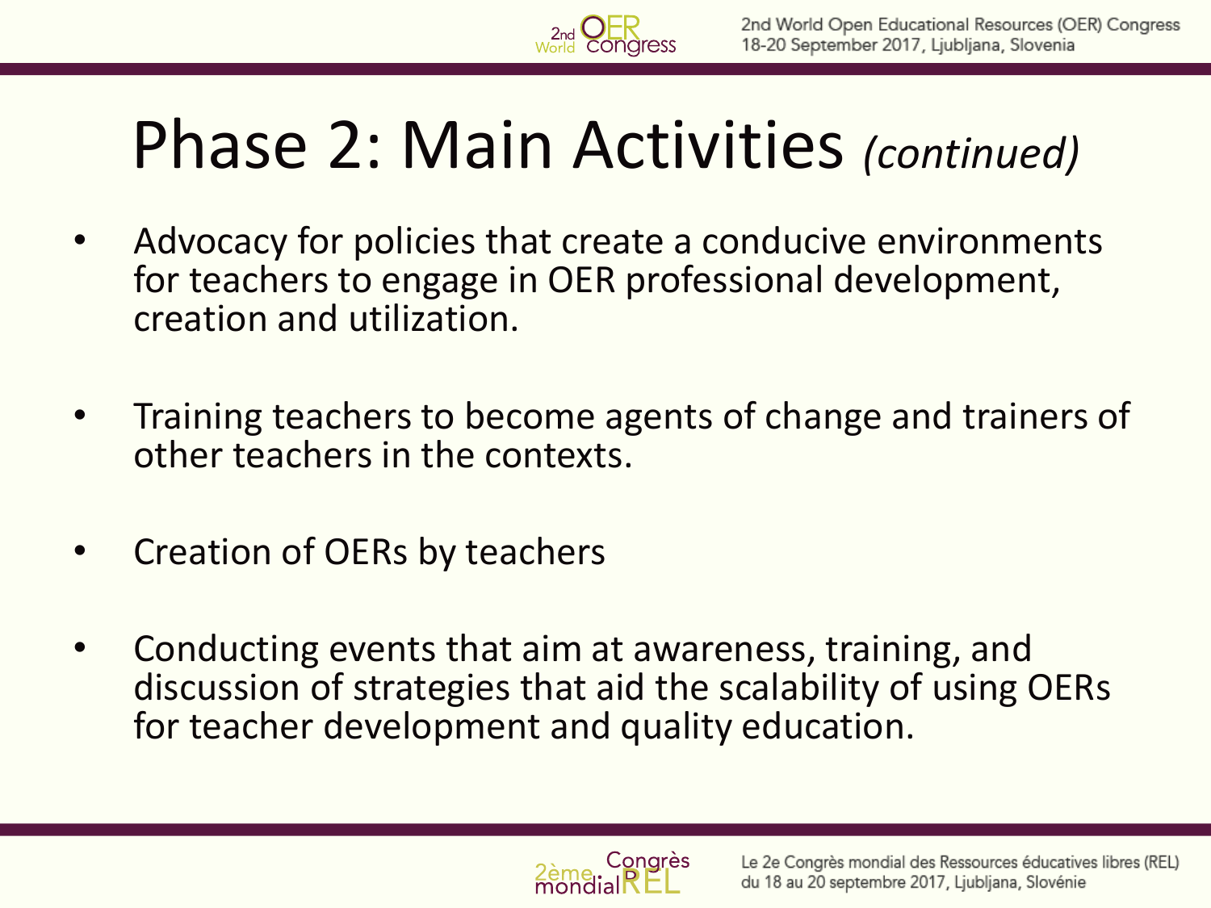# Phase 2: Main Activities *(continued)*

- Advocacy for policies that create a conducive environments for teachers to engage in OER professional development, creation and utilization.
- Training teachers to become agents of change and trainers of other teachers in the contexts.
- Creation of OERs by teachers
- Conducting events that aim at awareness, training, and discussion of strategies that aid the scalability of using OERs for teacher development and quality education.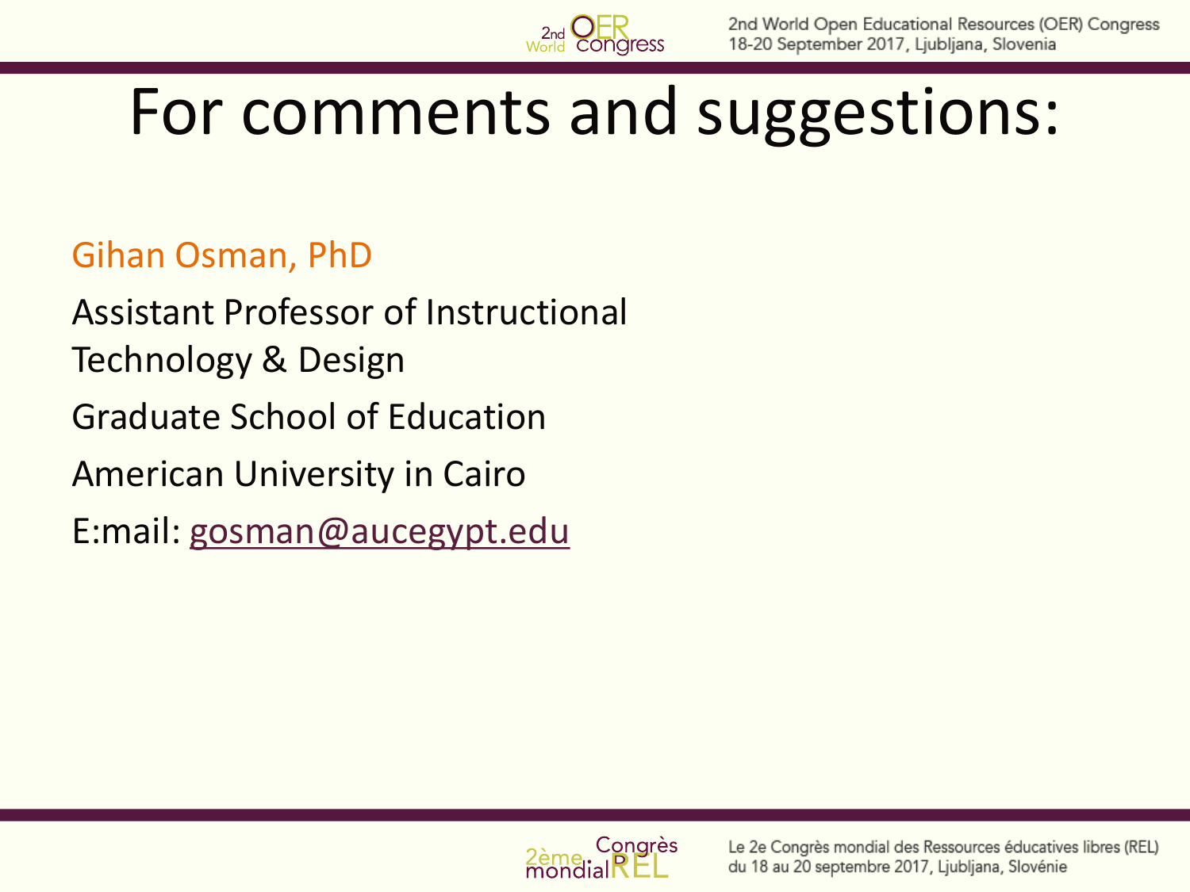# For comments and suggestions:

Gihan Osman, PhD

Assistant Professor of Instructional Technology & Design

Graduate School of Education

American University in Cairo

E:mail: gosman@aucegypt.edu